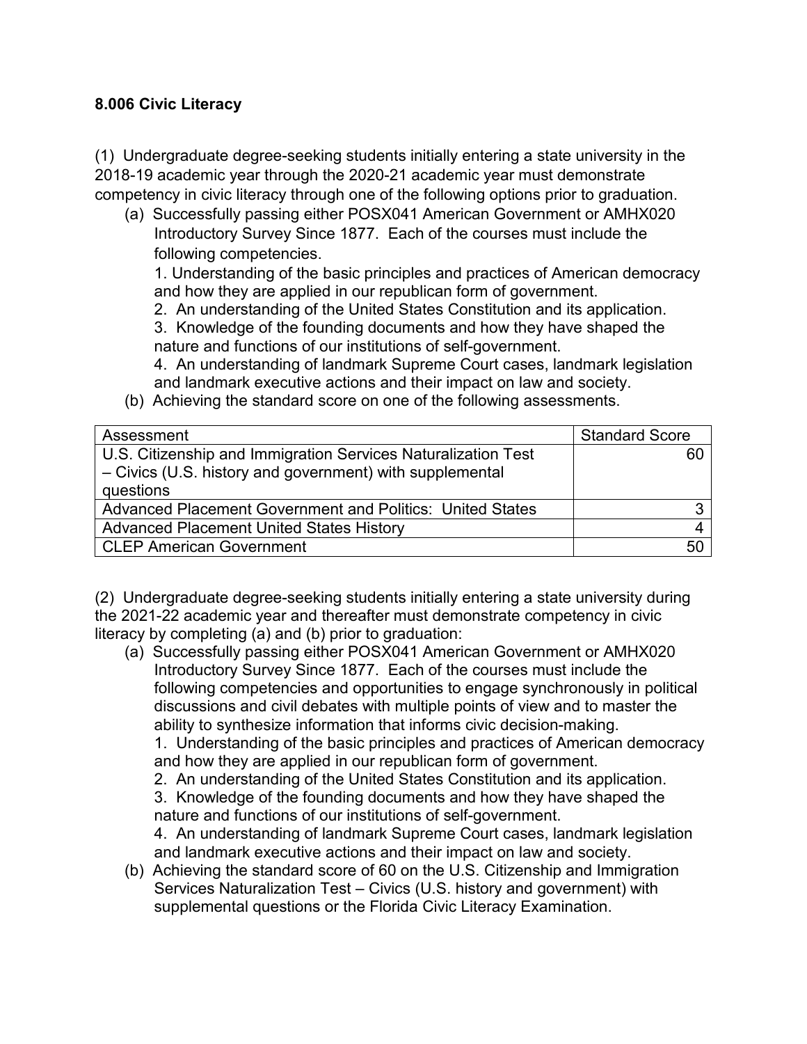**8.006 Civic Literacy**

(1) Undergraduate degree-seeking students initially entering a state university in the 2018-19 academic year through the 2020-21 academic year must demonstrate competency in civic literacy through one of the following options prior to graduation.

(a) Successfully passing either POSX041 American Government or AMHX020 Introductory Survey Since 1877. Each of the courses must include the following competencies.

1. Understanding of the basic principles and practices of American democracy and how they are applied in our republican form of government.
2. An understanding of the United States Constitution and its application.
3. Knowledge of the founding documents and how they have shaped the nature and functions of our institutions of self-government.
4. An understanding of landmark Supreme Court cases, landmark legislation and landmark executive actions and their impact on law and society.

(b) Achieving the standard score on one of the following assessments.

| Assessment | Standard Score |
|---|---|
| U.S. Citizenship and Immigration Services Naturalization Test – Civics (U.S. history and government) with supplemental questions | 60 |
| Advanced Placement Government and Politics: United States | 3 |
| Advanced Placement United States History | 4 |
| CLEP American Government | 50 |

(2) Undergraduate degree-seeking students initially entering a state university during the 2021-22 academic year and thereafter must demonstrate competency in civic literacy by completing (a) and (b) prior to graduation:

(a) Successfully passing either POSX041 American Government or AMHX020 Introductory Survey Since 1877. Each of the courses must include the following competencies and opportunities to engage synchronously in political discussions and civil debates with multiple points of view and to master the ability to synthesize information that informs civic decision-making.

1. Understanding of the basic principles and practices of American democracy and how they are applied in our republican form of government.
2. An understanding of the United States Constitution and its application.
3. Knowledge of the founding documents and how they have shaped the nature and functions of our institutions of self-government.
4. An understanding of landmark Supreme Court cases, landmark legislation and landmark executive actions and their impact on law and society.

(b) Achieving the standard score of 60 on the U.S. Citizenship and Immigration Services Naturalization Test – Civics (U.S. history and government) with supplemental questions or the Florida Civic Literacy Examination.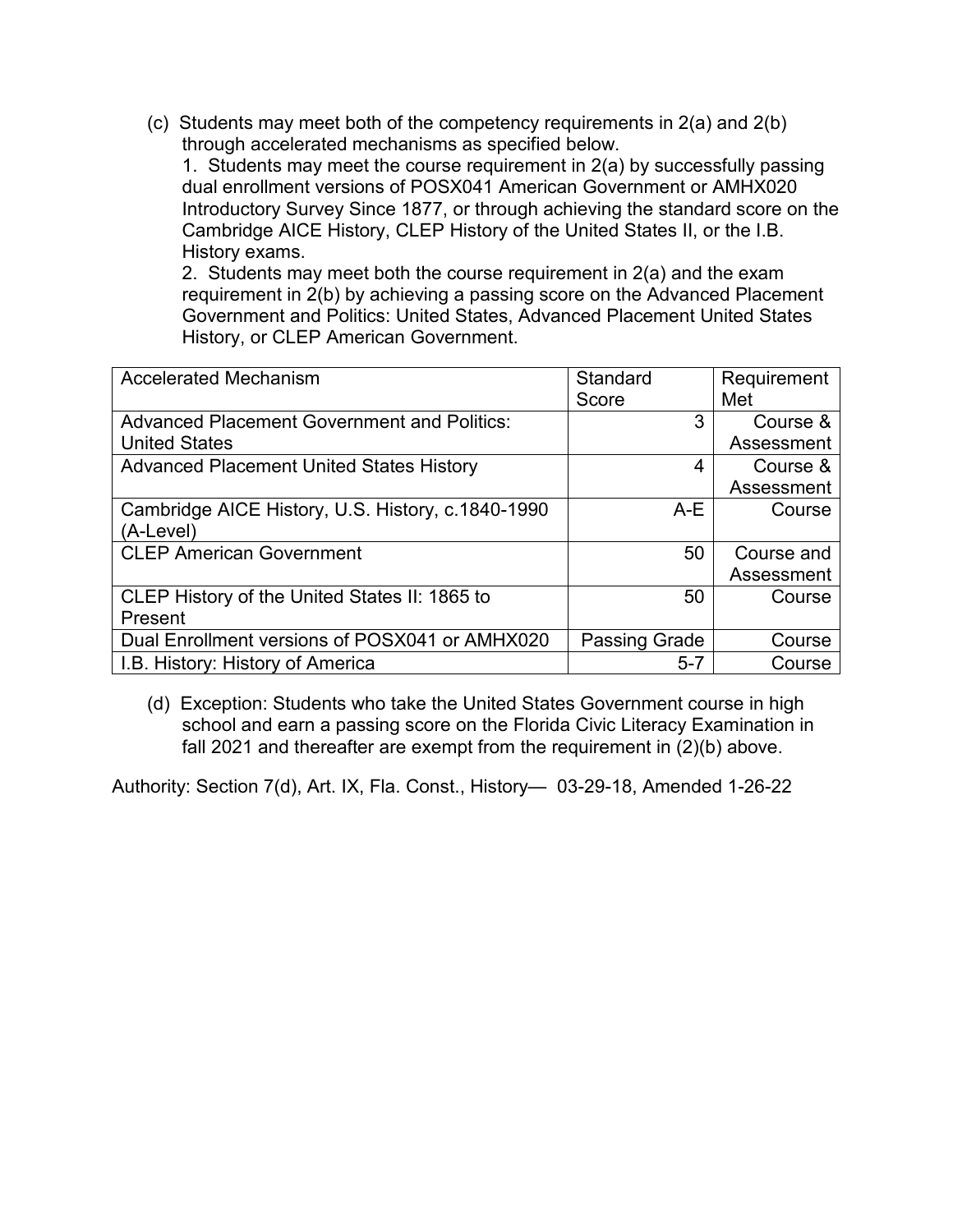(c) Students may meet both of the competency requirements in 2(a) and 2(b) through accelerated mechanisms as specified below.

1. Students may meet the course requirement in 2(a) by successfully passing dual enrollment versions of POSX041 American Government or AMHX020 Introductory Survey Since 1877, or through achieving the standard score on the Cambridge AICE History, CLEP History of the United States II, or the I.B. History exams.

2. Students may meet both the course requirement in 2(a) and the exam requirement in 2(b) by achieving a passing score on the Advanced Placement Government and Politics: United States, Advanced Placement United States History, or CLEP American Government.

| Accelerated Mechanism | Standard Score | Requirement Met |
|---|---|---|
| Advanced Placement Government and Politics: United States | 3 | Course & Assessment |
| Advanced Placement United States History | 4 | Course & Assessment |
| Cambridge AICE History, U.S. History, c.1840-1990 (A-Level) | A-E | Course |
| CLEP American Government | 50 | Course and Assessment |
| CLEP History of the United States II: 1865 to Present | 50 | Course |
| Dual Enrollment versions of POSX041 or AMHX020 | Passing Grade | Course |
| I.B. History: History of America | 5-7 | Course |

(d) Exception: Students who take the United States Government course in high school and earn a passing score on the Florida Civic Literacy Examination in fall 2021 and thereafter are exempt from the requirement in (2)(b) above.

Authority: Section 7(d), Art. IX, Fla. Const., History— 03-29-18, Amended 1-26-22